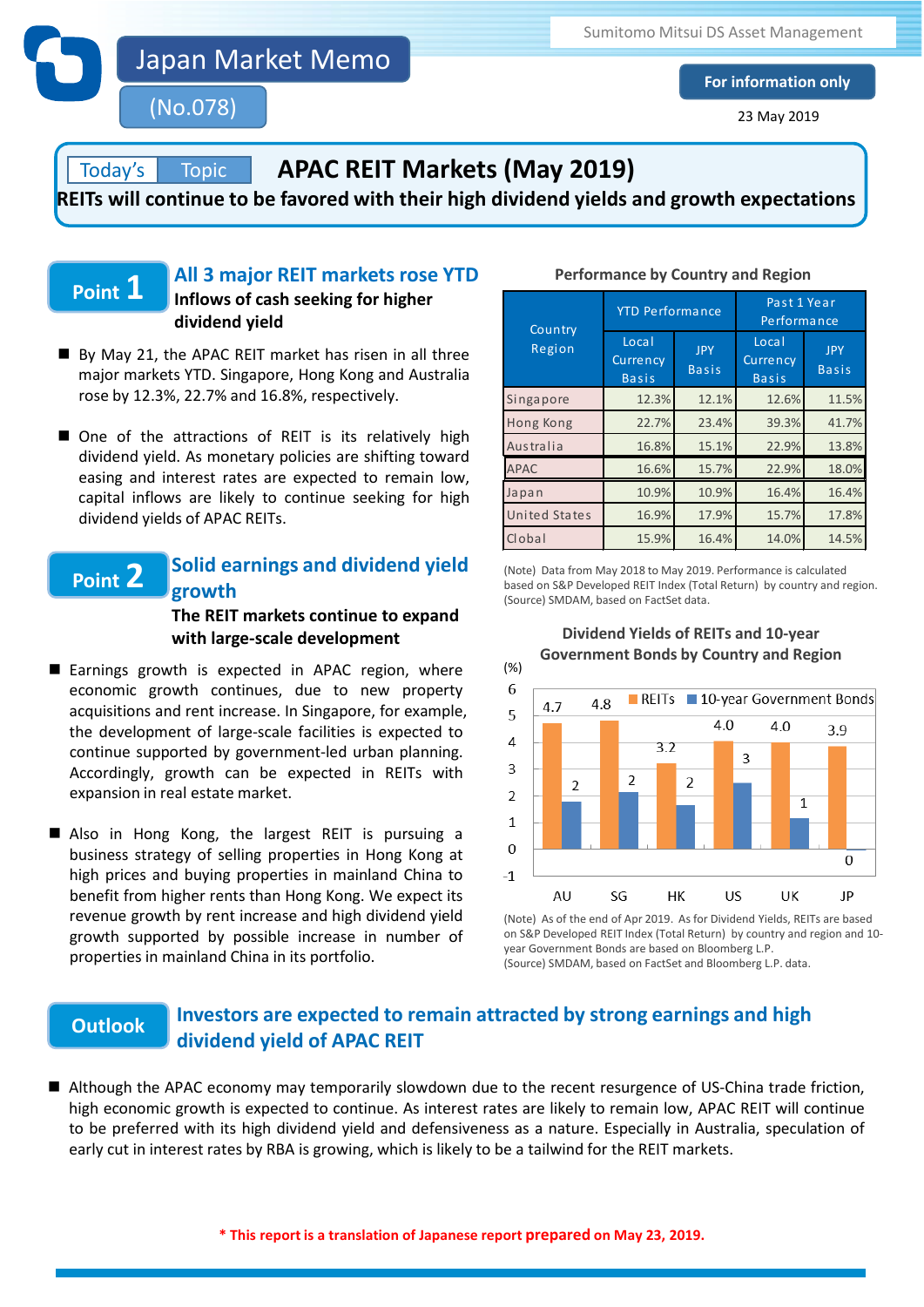# Japan Market Memo

(No.078)

Sumitomo Mitsui DS Asset Management

**For information only**

23 May 2019

Today's Topic

## APAC REIT Markets (May 2019)

**REITs will continue to be favored with their high dividend yields and growth expectations**

## Point 1 All 3 major REIT markets rose YTD

**Inflows of cash seeking for higher dividend yield**

- By May 21, the APAC REIT market has risen in all three major markets YTD. Singapore, Hong Kong and Australia rose by 12.3%, 22.7% and 16.8%, respectively.
- One of the attractions of REIT is its relatively high dividend yield. As monetary policies are shifting toward easing and interest rates are expected to remain low, capital inflows are likely to continue seeking for high dividend yields of APAC REITs.

**Performance by Country and Region**

| Country Region | YTD Performance | | Past 1 Year Performance | |
|---|---|---|---|---|
| | Local Currency Basis | JPY Basis | Local Currency Basis | JPY Basis |
| Singapore | 12.3% | 12.1% | 12.6% | 11.5% |
| Hong Kong | 22.7% | 23.4% | 39.3% | 41.7% |
| Australia | 16.8% | 15.1% | 22.9% | 13.8% |
| APAC | 16.6% | 15.7% | 22.9% | 18.0% |
| Japan | 10.9% | 10.9% | 16.4% | 16.4% |
| United States | 16.9% | 17.9% | 15.7% | 17.8% |
| Clobal | 15.9% | 16.4% | 14.0% | 14.5% |

(Note) Data from May 2018 to May 2019. Performance is calculated based on S&P Developed REIT Index (Total Return) by country and region.
(Source) SMDAM, based on FactSet data.

## Point 2 Solid earnings and dividend yield growth

**The REIT markets continue to expand with large-scale development**

- Earnings growth is expected in APAC region, where economic growth continues, due to new property acquisitions and rent increase. In Singapore, for example, the development of large-scale facilities is expected to continue supported by government-led urban planning. Accordingly, growth can be expected in REITs with expansion in real estate market.
- Also in Hong Kong, the largest REIT is pursuing a business strategy of selling properties in Hong Kong at high prices and buying properties in mainland China to benefit from higher rents than Hong Kong. We expect its revenue growth by rent increase and high dividend yield growth supported by possible increase in number of properties in mainland China in its portfolio.

**Dividend Yields of REITs and 10-year Government Bonds by Country and Region**

(%)

| | AU | SG | HK | US | UK | JP |
|---|---|---|---|---|---|---|
| REITs | 4.7 | 4.8 | 3.2 | 4.0 | 4.0 | 3.9 |
| 10-year Government Bonds | 2 | 2 | 2 | 3 | 1 | 0 |

(Note) As of the end of Apr 2019. As for Dividend Yields, REITs are based on S&P Developed REIT Index (Total Return) by country and region and 10-year Government Bonds are based on Bloomberg L.P.
(Source) SMDAM, based on FactSet and Bloomberg L.P. data.

## Outlook Investors are expected to remain attracted by strong earnings and high dividend yield of APAC REIT

- Although the APAC economy may temporarily slowdown due to the recent resurgence of US-China trade friction, high economic growth is expected to continue. As interest rates are likely to remain low, APAC REIT will continue to be preferred with its high dividend yield and defensiveness as a nature. Especially in Australia, speculation of early cut in interest rates by RBA is growing, which is likely to be a tailwind for the REIT markets.

\* This report is a translation of Japanese report prepared on May 23, 2019.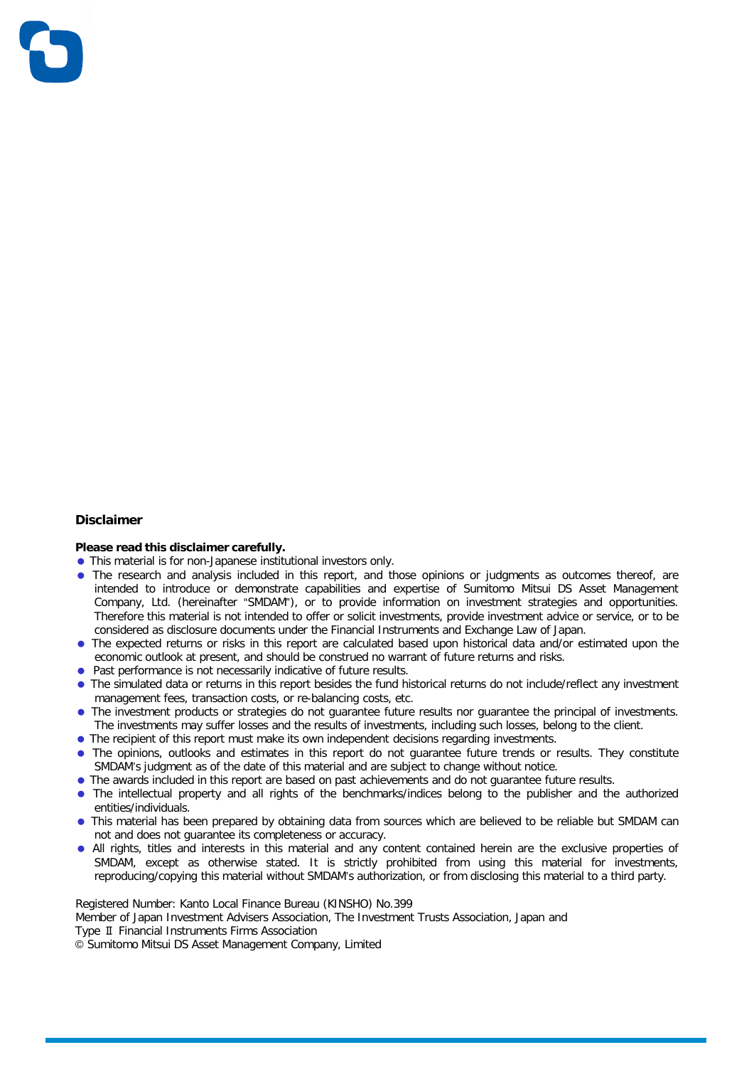## Disclaimer

**Please read this disclaimer carefully.**

- This material is for non-Japanese institutional investors only.
- The research and analysis included in this report, and those opinions or judgments as outcomes thereof, are intended to introduce or demonstrate capabilities and expertise of Sumitomo Mitsui DS Asset Management Company, Ltd. (hereinafter "SMDAM"), or to provide information on investment strategies and opportunities. Therefore this material is not intended to offer or solicit investments, provide investment advice or service, or to be considered as disclosure documents under the Financial Instruments and Exchange Law of Japan.
- The expected returns or risks in this report are calculated based upon historical data and/or estimated upon the economic outlook at present, and should be construed no warrant of future returns and risks.
- Past performance is not necessarily indicative of future results.
- The simulated data or returns in this report besides the fund historical returns do not include/reflect any investment management fees, transaction costs, or re-balancing costs, etc.
- The investment products or strategies do not guarantee future results nor guarantee the principal of investments. The investments may suffer losses and the results of investments, including such losses, belong to the client.
- The recipient of this report must make its own independent decisions regarding investments.
- The opinions, outlooks and estimates in this report do not guarantee future trends or results. They constitute SMDAM's judgment as of the date of this material and are subject to change without notice.
- The awards included in this report are based on past achievements and do not guarantee future results.
- The intellectual property and all rights of the benchmarks/indices belong to the publisher and the authorized entities/individuals.
- This material has been prepared by obtaining data from sources which are believed to be reliable but SMDAM can not and does not guarantee its completeness or accuracy.
- All rights, titles and interests in this material and any content contained herein are the exclusive properties of SMDAM, except as otherwise stated. It is strictly prohibited from using this material for investments, reproducing/copying this material without SMDAM's authorization, or from disclosing this material to a third party.

Registered Number: Kanto Local Finance Bureau (KINSHO) No.399
Member of Japan Investment Advisers Association, The Investment Trusts Association, Japan and
Type Ⅱ Financial Instruments Firms Association
© Sumitomo Mitsui DS Asset Management Company, Limited